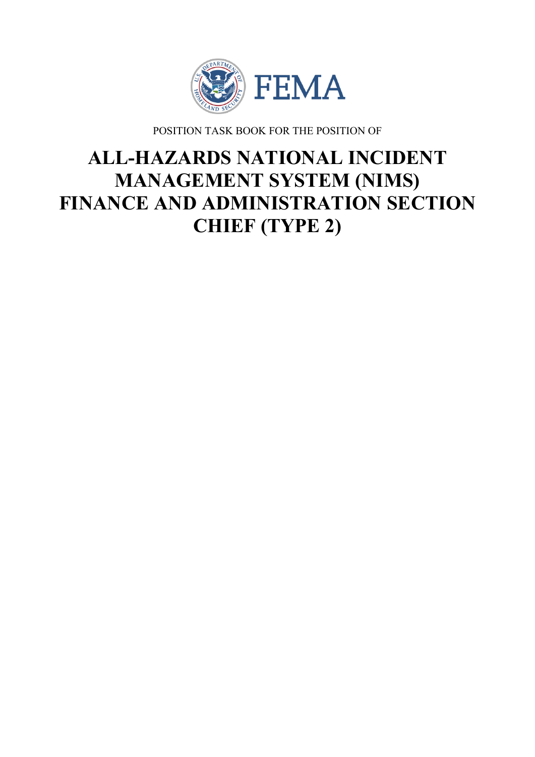FEMA

POSITION TASK BOOK FOR THE POSITION OF

# ALL-HAZARDS NATIONAL INCIDENT MANAGEMENT SYSTEM (NIMS) FINANCE AND ADMINISTRATION SECTION CHIEF (TYPE 2)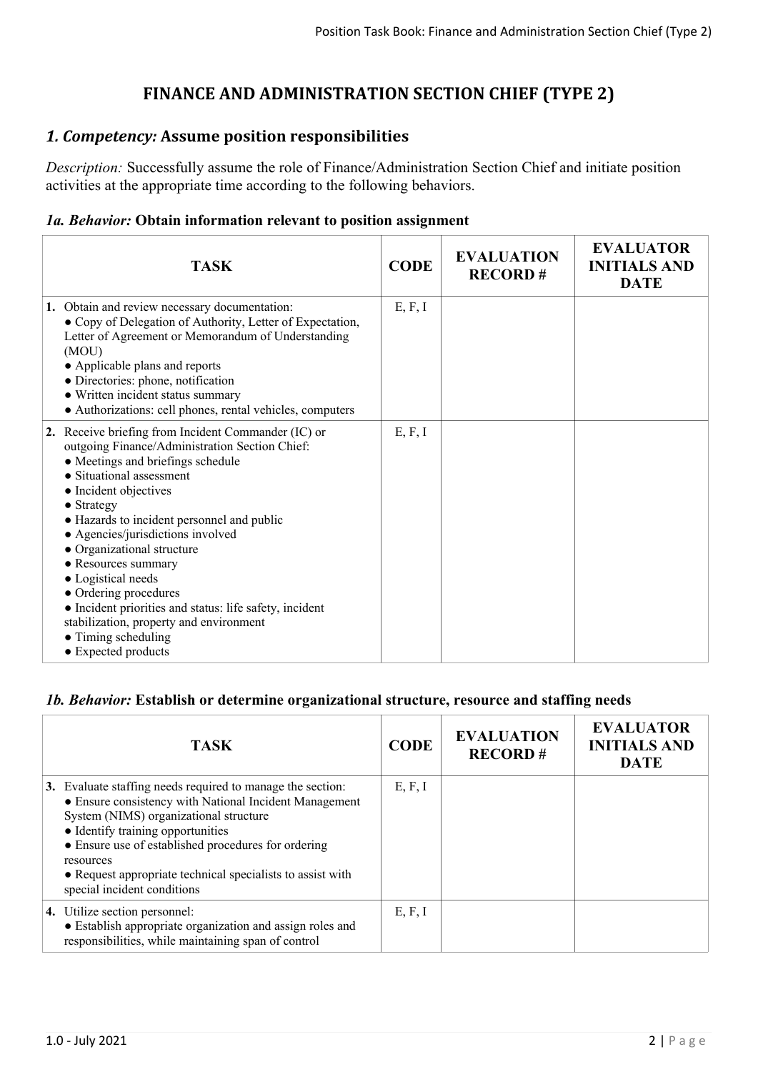# FINANCE AND ADMINISTRATION SECTION CHIEF (TYPE 2)

## *1. Competency:* Assume position responsibilities

*Description:* Successfully assume the role of Finance/Administration Section Chief and initiate position activities at the appropriate time according to the following behaviors.

### *1a. Behavior:* Obtain information relevant to position assignment

| TASK | CODE | EVALUATION RECORD # | EVALUATOR INITIALS AND DATE |
|---|---|---|---|
| **1.** Obtain and review necessary documentation:<br>● Copy of Delegation of Authority, Letter of Expectation, Letter of Agreement or Memorandum of Understanding (MOU)<br>● Applicable plans and reports<br>● Directories: phone, notification<br>● Written incident status summary<br>● Authorizations: cell phones, rental vehicles, computers | E, F, I | | |
| **2.** Receive briefing from Incident Commander (IC) or outgoing Finance/Administration Section Chief:<br>● Meetings and briefings schedule<br>● Situational assessment<br>● Incident objectives<br>● Strategy<br>● Hazards to incident personnel and public<br>● Agencies/jurisdictions involved<br>● Organizational structure<br>● Resources summary<br>● Logistical needs<br>● Ordering procedures<br>● Incident priorities and status: life safety, incident stabilization, property and environment<br>● Timing scheduling<br>● Expected products | E, F, I | | |

### *1b. Behavior:* Establish or determine organizational structure, resource and staffing needs

| TASK | CODE | EVALUATION RECORD # | EVALUATOR INITIALS AND DATE |
|---|---|---|---|
| **3.** Evaluate staffing needs required to manage the section:<br>● Ensure consistency with National Incident Management System (NIMS) organizational structure<br>● Identify training opportunities<br>● Ensure use of established procedures for ordering resources<br>● Request appropriate technical specialists to assist with special incident conditions | E, F, I | | |
| **4.** Utilize section personnel:<br>● Establish appropriate organization and assign roles and responsibilities, while maintaining span of control | E, F, I | | |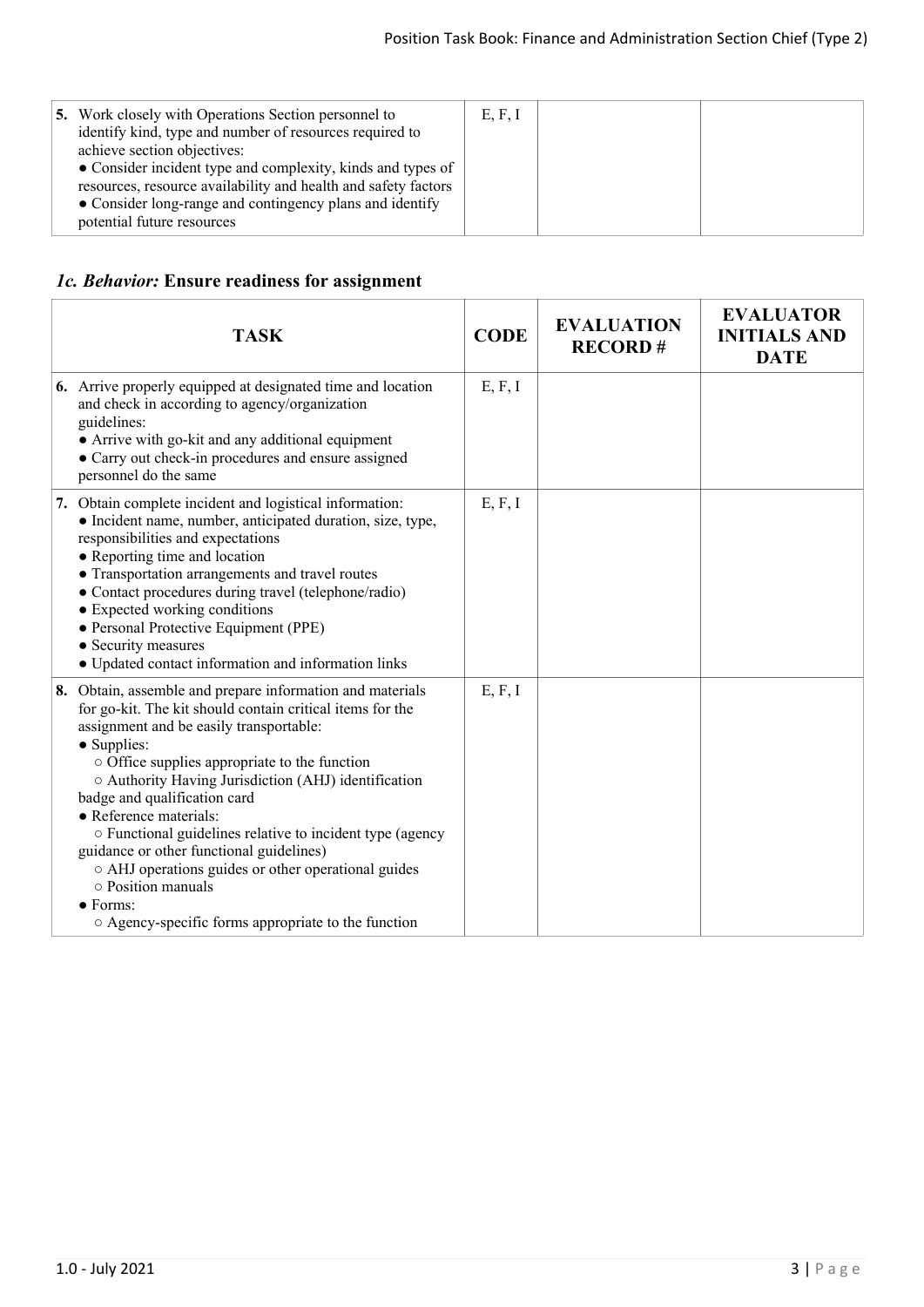| TASK | CODE | EVALUATION RECORD # | EVALUATOR INITIALS AND DATE |
|---|---|---|---|
| **5.** Work closely with Operations Section personnel to identify kind, type and number of resources required to achieve section objectives:<br>● Consider incident type and complexity, kinds and types of resources, resource availability and health and safety factors<br>● Consider long-range and contingency plans and identify potential future resources | E, F, I | | |

## *1c. Behavior:* Ensure readiness for assignment

| TASK | CODE | EVALUATION RECORD # | EVALUATOR INITIALS AND DATE |
|---|---|---|---|
| **6.** Arrive properly equipped at designated time and location and check in according to agency/organization guidelines:<br>● Arrive with go-kit and any additional equipment<br>● Carry out check-in procedures and ensure assigned personnel do the same | E, F, I | | |
| **7.** Obtain complete incident and logistical information:<br>● Incident name, number, anticipated duration, size, type, responsibilities and expectations<br>● Reporting time and location<br>● Transportation arrangements and travel routes<br>● Contact procedures during travel (telephone/radio)<br>● Expected working conditions<br>● Personal Protective Equipment (PPE)<br>● Security measures<br>● Updated contact information and information links | E, F, I | | |
| **8.** Obtain, assemble and prepare information and materials for go-kit. The kit should contain critical items for the assignment and be easily transportable:<br>● Supplies:<br>○ Office supplies appropriate to the function<br>○ Authority Having Jurisdiction (AHJ) identification badge and qualification card<br>● Reference materials:<br>○ Functional guidelines relative to incident type (agency guidance or other functional guidelines)<br>○ AHJ operations guides or other operational guides<br>○ Position manuals<br>● Forms:<br>○ Agency-specific forms appropriate to the function | E, F, I | | |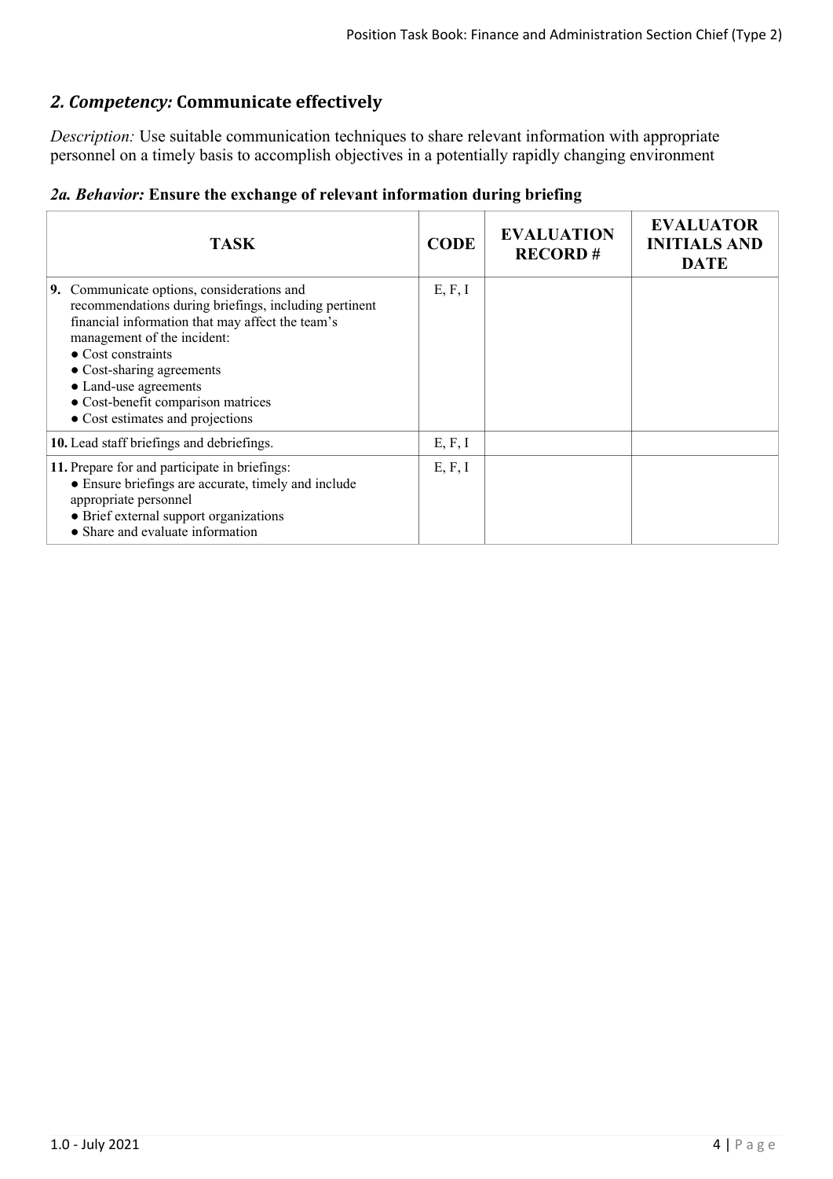## *2. Competency:* Communicate effectively

*Description:* Use suitable communication techniques to share relevant information with appropriate personnel on a timely basis to accomplish objectives in a potentially rapidly changing environment

### *2a. Behavior:* Ensure the exchange of relevant information during briefing

| TASK | CODE | EVALUATION RECORD # | EVALUATOR INITIALS AND DATE |
|---|---|---|---|
| **9.** Communicate options, considerations and recommendations during briefings, including pertinent financial information that may affect the team's management of the incident:<br>● Cost constraints<br>● Cost-sharing agreements<br>● Land-use agreements<br>● Cost-benefit comparison matrices<br>● Cost estimates and projections | E, F, I | | |
| **10.** Lead staff briefings and debriefings. | E, F, I | | |
| **11.** Prepare for and participate in briefings:<br>● Ensure briefings are accurate, timely and include appropriate personnel<br>● Brief external support organizations<br>● Share and evaluate information | E, F, I | | |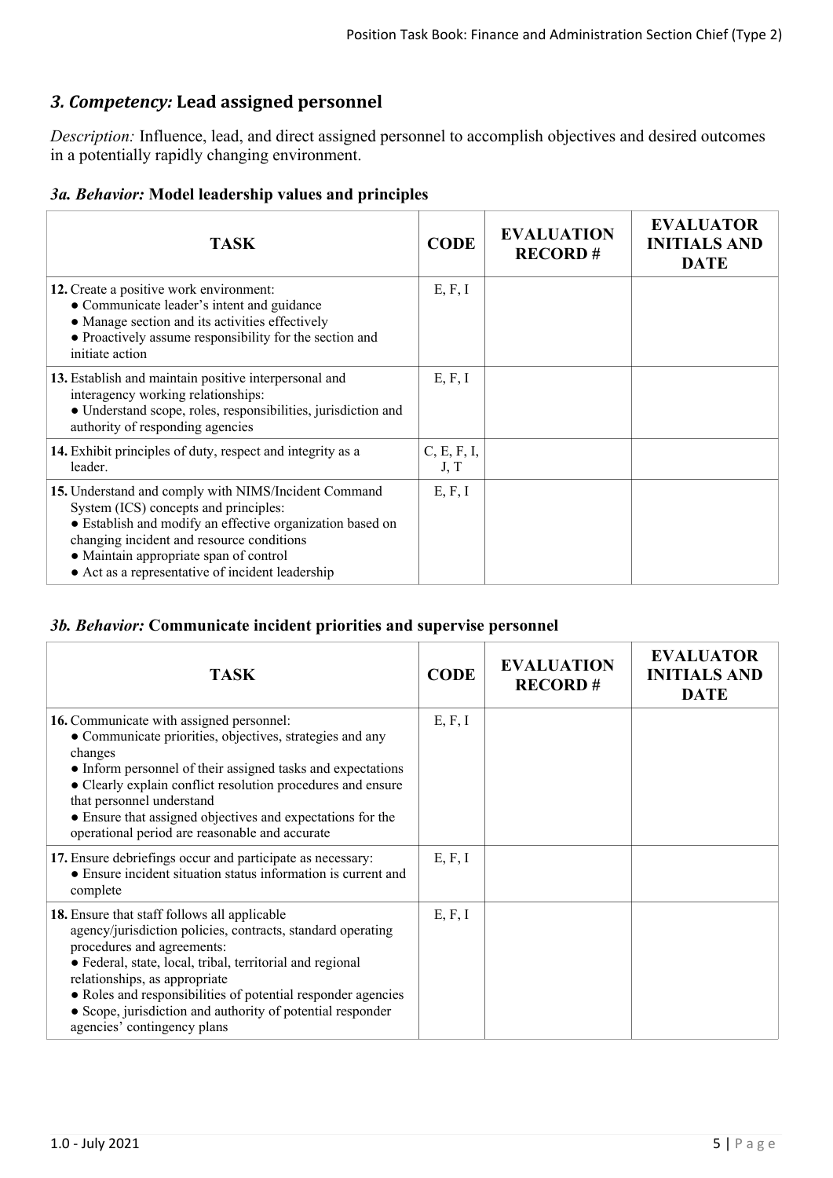## *3. Competency:* Lead assigned personnel

*Description:* Influence, lead, and direct assigned personnel to accomplish objectives and desired outcomes in a potentially rapidly changing environment.

### *3a. Behavior:* Model leadership values and principles

| TASK | CODE | EVALUATION RECORD # | EVALUATOR INITIALS AND DATE |
|---|---|---|---|
| **12.** Create a positive work environment:<br>● Communicate leader's intent and guidance<br>● Manage section and its activities effectively<br>● Proactively assume responsibility for the section and initiate action | E, F, I | | |
| **13.** Establish and maintain positive interpersonal and interagency working relationships:<br>● Understand scope, roles, responsibilities, jurisdiction and authority of responding agencies | E, F, I | | |
| **14.** Exhibit principles of duty, respect and integrity as a leader. | C, E, F, I, J, T | | |
| **15.** Understand and comply with NIMS/Incident Command System (ICS) concepts and principles:<br>● Establish and modify an effective organization based on changing incident and resource conditions<br>● Maintain appropriate span of control<br>● Act as a representative of incident leadership | E, F, I | | |

### *3b. Behavior:* Communicate incident priorities and supervise personnel

| TASK | CODE | EVALUATION RECORD # | EVALUATOR INITIALS AND DATE |
|---|---|---|---|
| **16.** Communicate with assigned personnel:<br>● Communicate priorities, objectives, strategies and any changes<br>● Inform personnel of their assigned tasks and expectations<br>● Clearly explain conflict resolution procedures and ensure that personnel understand<br>● Ensure that assigned objectives and expectations for the operational period are reasonable and accurate | E, F, I | | |
| **17.** Ensure debriefings occur and participate as necessary:<br>● Ensure incident situation status information is current and complete | E, F, I | | |
| **18.** Ensure that staff follows all applicable agency/jurisdiction policies, contracts, standard operating procedures and agreements:<br>● Federal, state, local, tribal, territorial and regional relationships, as appropriate<br>● Roles and responsibilities of potential responder agencies<br>● Scope, jurisdiction and authority of potential responder agencies' contingency plans | E, F, I | | |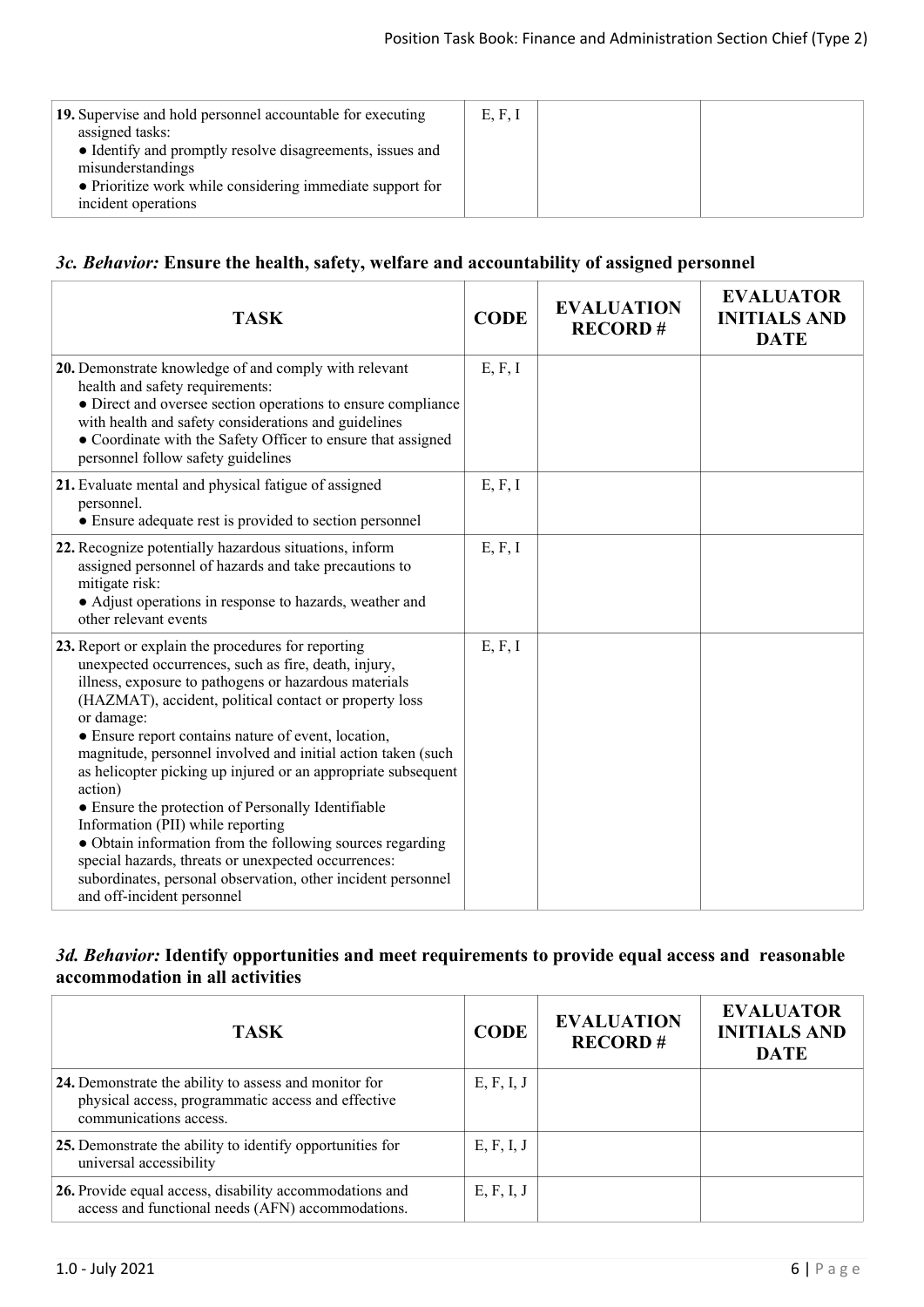| TASK | CODE | EVALUATION RECORD # | EVALUATOR INITIALS AND DATE |
|---|---|---|---|
| **19.** Supervise and hold personnel accountable for executing assigned tasks:<br>• Identify and promptly resolve disagreements, issues and misunderstandings<br>• Prioritize work while considering immediate support for incident operations | E, F, I | | |

### *3c. Behavior:* Ensure the health, safety, welfare and accountability of assigned personnel

| TASK | CODE | EVALUATION RECORD # | EVALUATOR INITIALS AND DATE |
|---|---|---|---|
| **20.** Demonstrate knowledge of and comply with relevant health and safety requirements:<br>• Direct and oversee section operations to ensure compliance with health and safety considerations and guidelines<br>• Coordinate with the Safety Officer to ensure that assigned personnel follow safety guidelines | E, F, I | | |
| **21.** Evaluate mental and physical fatigue of assigned personnel.<br>• Ensure adequate rest is provided to section personnel | E, F, I | | |
| **22.** Recognize potentially hazardous situations, inform assigned personnel of hazards and take precautions to mitigate risk:<br>• Adjust operations in response to hazards, weather and other relevant events | E, F, I | | |
| **23.** Report or explain the procedures for reporting unexpected occurrences, such as fire, death, injury, illness, exposure to pathogens or hazardous materials (HAZMAT), accident, political contact or property loss or damage:<br>• Ensure report contains nature of event, location, magnitude, personnel involved and initial action taken (such as helicopter picking up injured or an appropriate subsequent action)<br>• Ensure the protection of Personally Identifiable Information (PII) while reporting<br>• Obtain information from the following sources regarding special hazards, threats or unexpected occurrences: subordinates, personal observation, other incident personnel and off-incident personnel | E, F, I | | |

### *3d. Behavior:* Identify opportunities and meet requirements to provide equal access and reasonable accommodation in all activities

| TASK | CODE | EVALUATION RECORD # | EVALUATOR INITIALS AND DATE |
|---|---|---|---|
| **24.** Demonstrate the ability to assess and monitor for physical access, programmatic access and effective communications access. | E, F, I, J | | |
| **25.** Demonstrate the ability to identify opportunities for universal accessibility | E, F, I, J | | |
| **26.** Provide equal access, disability accommodations and access and functional needs (AFN) accommodations. | E, F, I, J | | |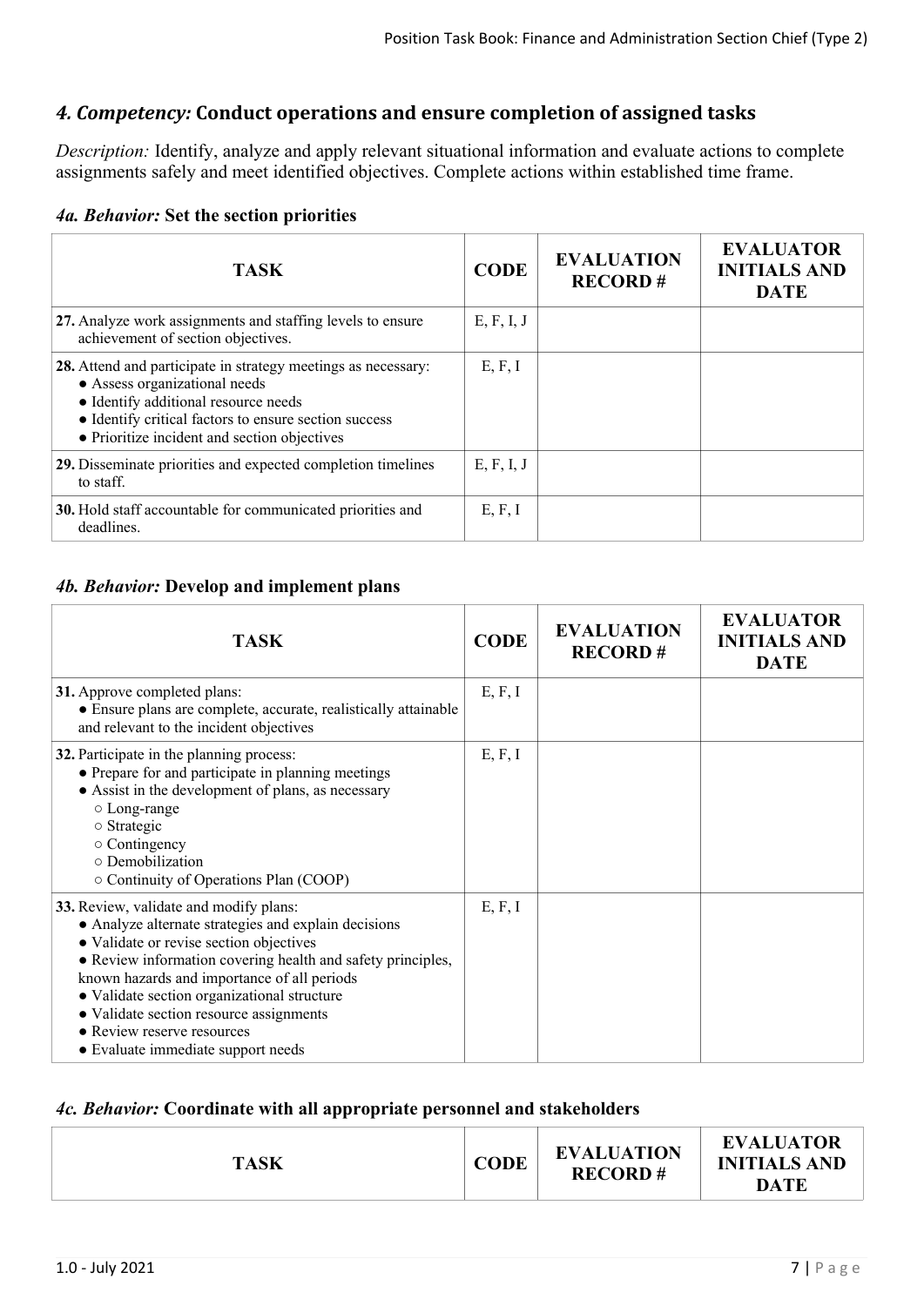## *4. Competency:* Conduct operations and ensure completion of assigned tasks

*Description:* Identify, analyze and apply relevant situational information and evaluate actions to complete assignments safely and meet identified objectives. Complete actions within established time frame.

### *4a. Behavior:* Set the section priorities

| TASK | CODE | EVALUATION RECORD # | EVALUATOR INITIALS AND DATE |
|---|---|---|---|
| **27.** Analyze work assignments and staffing levels to ensure achievement of section objectives. | E, F, I, J | | |
| **28.** Attend and participate in strategy meetings as necessary:<br>● Assess organizational needs<br>● Identify additional resource needs<br>● Identify critical factors to ensure section success<br>● Prioritize incident and section objectives | E, F, I | | |
| **29.** Disseminate priorities and expected completion timelines to staff. | E, F, I, J | | |
| **30.** Hold staff accountable for communicated priorities and deadlines. | E, F, I | | |

### *4b. Behavior:* Develop and implement plans

| TASK | CODE | EVALUATION RECORD # | EVALUATOR INITIALS AND DATE |
|---|---|---|---|
| **31.** Approve completed plans:<br>● Ensure plans are complete, accurate, realistically attainable and relevant to the incident objectives | E, F, I | | |
| **32.** Participate in the planning process:<br>● Prepare for and participate in planning meetings<br>● Assist in the development of plans, as necessary<br>○ Long-range<br>○ Strategic<br>○ Contingency<br>○ Demobilization<br>○ Continuity of Operations Plan (COOP) | E, F, I | | |
| **33.** Review, validate and modify plans:<br>● Analyze alternate strategies and explain decisions<br>● Validate or revise section objectives<br>● Review information covering health and safety principles, known hazards and importance of all periods<br>● Validate section organizational structure<br>● Validate section resource assignments<br>● Review reserve resources<br>● Evaluate immediate support needs | E, F, I | | |

### *4c. Behavior:* Coordinate with all appropriate personnel and stakeholders

| TASK | CODE | EVALUATION RECORD # | EVALUATOR INITIALS AND DATE |
|---|---|---|---|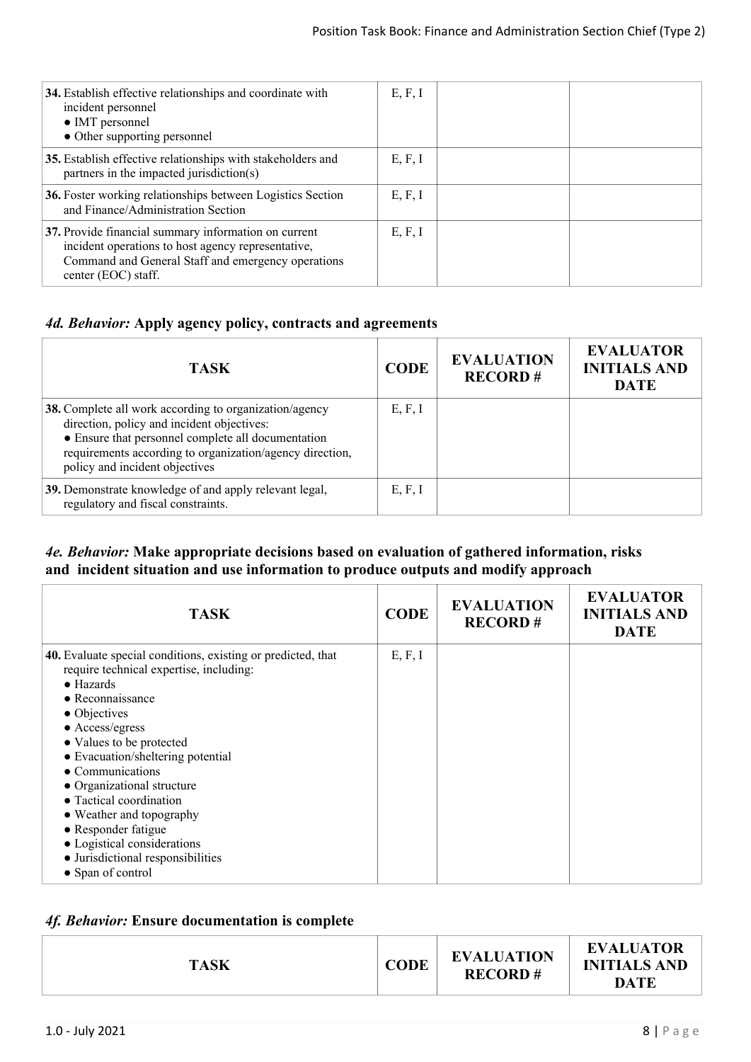| TASK | CODE | EVALUATION RECORD # | EVALUATOR INITIALS AND DATE |
|---|---|---|---|
| **34.** Establish effective relationships and coordinate with incident personnel<br>● IMT personnel<br>● Other supporting personnel | E, F, I | | |
| **35.** Establish effective relationships with stakeholders and partners in the impacted jurisdiction(s) | E, F, I | | |
| **36.** Foster working relationships between Logistics Section and Finance/Administration Section | E, F, I | | |
| **37.** Provide financial summary information on current incident operations to host agency representative, Command and General Staff and emergency operations center (EOC) staff. | E, F, I | | |

### *4d. Behavior:* Apply agency policy, contracts and agreements

| TASK | CODE | EVALUATION RECORD # | EVALUATOR INITIALS AND DATE |
|---|---|---|---|
| **38.** Complete all work according to organization/agency direction, policy and incident objectives:<br>● Ensure that personnel complete all documentation requirements according to organization/agency direction, policy and incident objectives | E, F, I | | |
| **39.** Demonstrate knowledge of and apply relevant legal, regulatory and fiscal constraints. | E, F, I | | |

### *4e. Behavior:* Make appropriate decisions based on evaluation of gathered information, risks and incident situation and use information to produce outputs and modify approach

| TASK | CODE | EVALUATION RECORD # | EVALUATOR INITIALS AND DATE |
|---|---|---|---|
| **40.** Evaluate special conditions, existing or predicted, that require technical expertise, including:<br>● Hazards<br>● Reconnaissance<br>● Objectives<br>● Access/egress<br>● Values to be protected<br>● Evacuation/sheltering potential<br>● Communications<br>● Organizational structure<br>● Tactical coordination<br>● Weather and topography<br>● Responder fatigue<br>● Logistical considerations<br>● Jurisdictional responsibilities<br>● Span of control | E, F, I | | |

### *4f. Behavior:* Ensure documentation is complete

| TASK | CODE | EVALUATION RECORD # | EVALUATOR INITIALS AND DATE |
|---|---|---|---|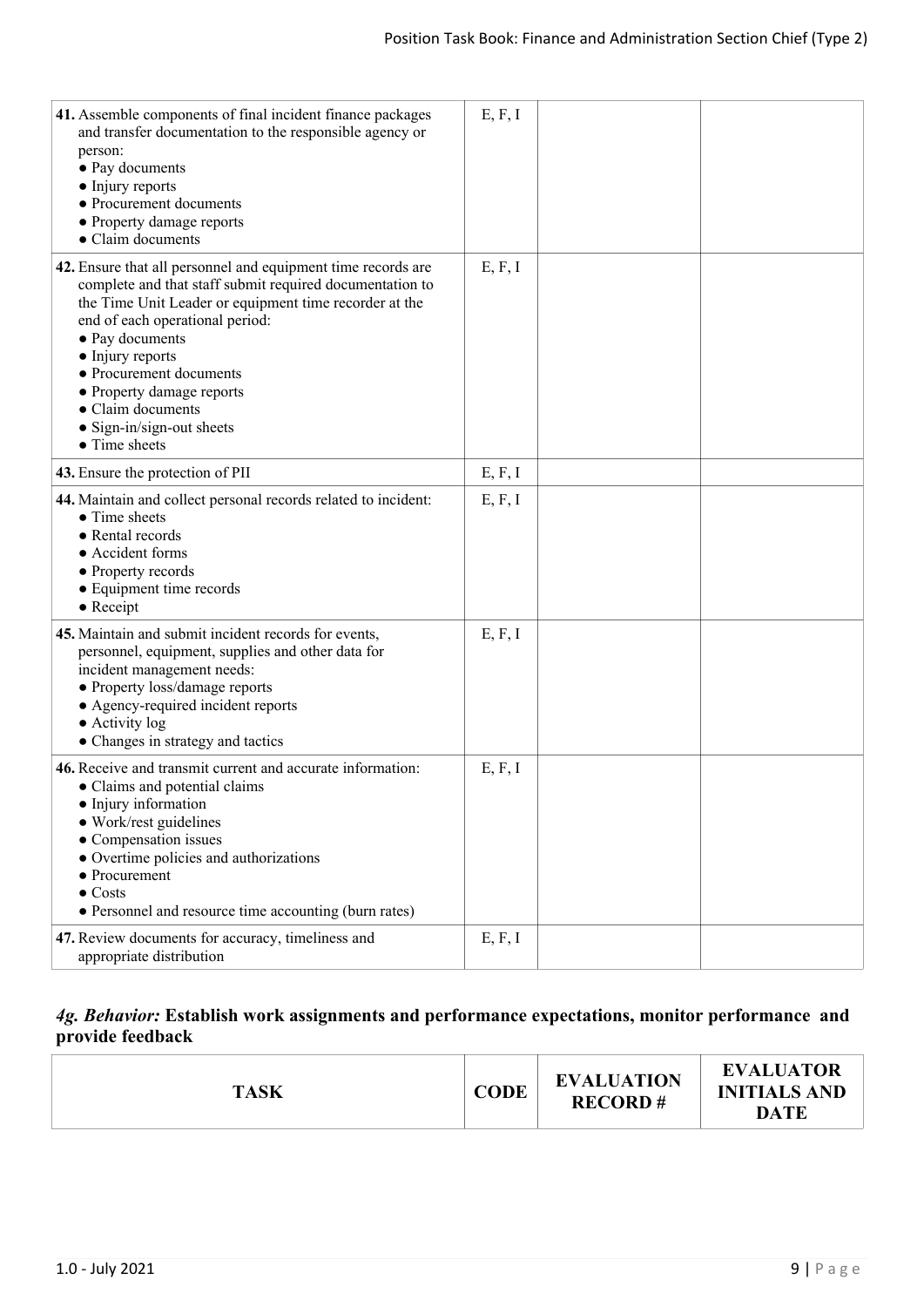| TASK | CODE | EVALUATION RECORD # | EVALUATOR INITIALS AND DATE |
|---|---|---|---|
| **41.** Assemble components of final incident finance packages and transfer documentation to the responsible agency or person:<br>● Pay documents<br>● Injury reports<br>● Procurement documents<br>● Property damage reports<br>● Claim documents | E, F, I | | |
| **42.** Ensure that all personnel and equipment time records are complete and that staff submit required documentation to the Time Unit Leader or equipment time recorder at the end of each operational period:<br>● Pay documents<br>● Injury reports<br>● Procurement documents<br>● Property damage reports<br>● Claim documents<br>● Sign-in/sign-out sheets<br>● Time sheets | E, F, I | | |
| **43.** Ensure the protection of PII | E, F, I | | |
| **44.** Maintain and collect personal records related to incident:<br>● Time sheets<br>● Rental records<br>● Accident forms<br>● Property records<br>● Equipment time records<br>● Receipt | E, F, I | | |
| **45.** Maintain and submit incident records for events, personnel, equipment, supplies and other data for incident management needs:<br>● Property loss/damage reports<br>● Agency-required incident reports<br>● Activity log<br>● Changes in strategy and tactics | E, F, I | | |
| **46.** Receive and transmit current and accurate information:<br>● Claims and potential claims<br>● Injury information<br>● Work/rest guidelines<br>● Compensation issues<br>● Overtime policies and authorizations<br>● Procurement<br>● Costs<br>● Personnel and resource time accounting (burn rates) | E, F, I | | |
| **47.** Review documents for accuracy, timeliness and appropriate distribution | E, F, I | | |

### *4g. Behavior:* Establish work assignments and performance expectations, monitor performance and provide feedback

| TASK | CODE | EVALUATION RECORD # | EVALUATOR INITIALS AND DATE |
|---|---|---|---|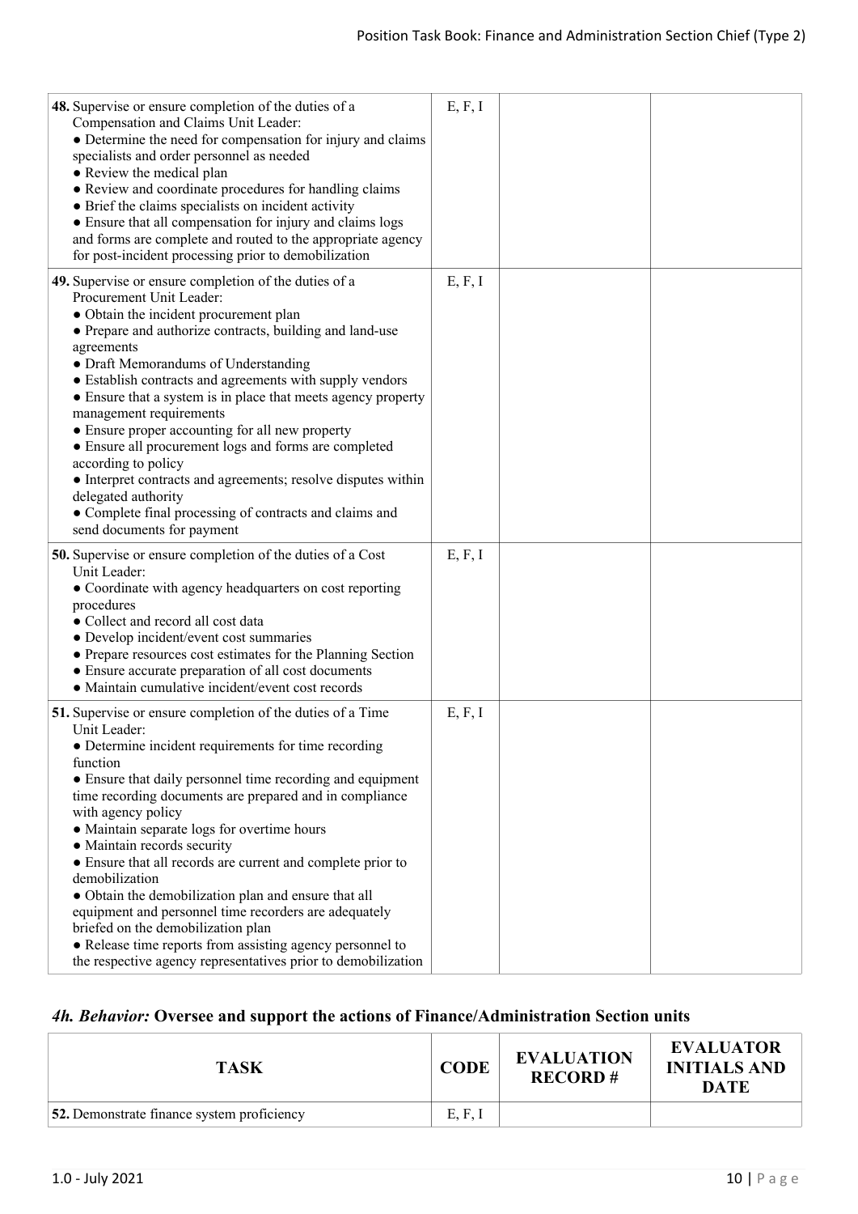| | | | |
|---|---|---|---|
| **48.** Supervise or ensure completion of the duties of a Compensation and Claims Unit Leader:<br>● Determine the need for compensation for injury and claims specialists and order personnel as needed<br>● Review the medical plan<br>● Review and coordinate procedures for handling claims<br>● Brief the claims specialists on incident activity<br>● Ensure that all compensation for injury and claims logs and forms are complete and routed to the appropriate agency for post-incident processing prior to demobilization | E, F, I | | |
| **49.** Supervise or ensure completion of the duties of a Procurement Unit Leader:<br>● Obtain the incident procurement plan<br>● Prepare and authorize contracts, building and land-use agreements<br>● Draft Memorandums of Understanding<br>● Establish contracts and agreements with supply vendors<br>● Ensure that a system is in place that meets agency property management requirements<br>● Ensure proper accounting for all new property<br>● Ensure all procurement logs and forms are completed according to policy<br>● Interpret contracts and agreements; resolve disputes within delegated authority<br>● Complete final processing of contracts and claims and send documents for payment | E, F, I | | |
| **50.** Supervise or ensure completion of the duties of a Cost Unit Leader:<br>● Coordinate with agency headquarters on cost reporting procedures<br>● Collect and record all cost data<br>● Develop incident/event cost summaries<br>● Prepare resources cost estimates for the Planning Section<br>● Ensure accurate preparation of all cost documents<br>● Maintain cumulative incident/event cost records | E, F, I | | |
| **51.** Supervise or ensure completion of the duties of a Time Unit Leader:<br>● Determine incident requirements for time recording function<br>● Ensure that daily personnel time recording and equipment time recording documents are prepared and in compliance with agency policy<br>● Maintain separate logs for overtime hours<br>● Maintain records security<br>● Ensure that all records are current and complete prior to demobilization<br>● Obtain the demobilization plan and ensure that all equipment and personnel time recorders are adequately briefed on the demobilization plan<br>● Release time reports from assisting agency personnel to the respective agency representatives prior to demobilization | E, F, I | | |

## 4h. *Behavior:* Oversee and support the actions of Finance/Administration Section units

| TASK | CODE | EVALUATION RECORD # | EVALUATOR INITIALS AND DATE |
|---|---|---|---|
| **52.** Demonstrate finance system proficiency | E, F, I | | |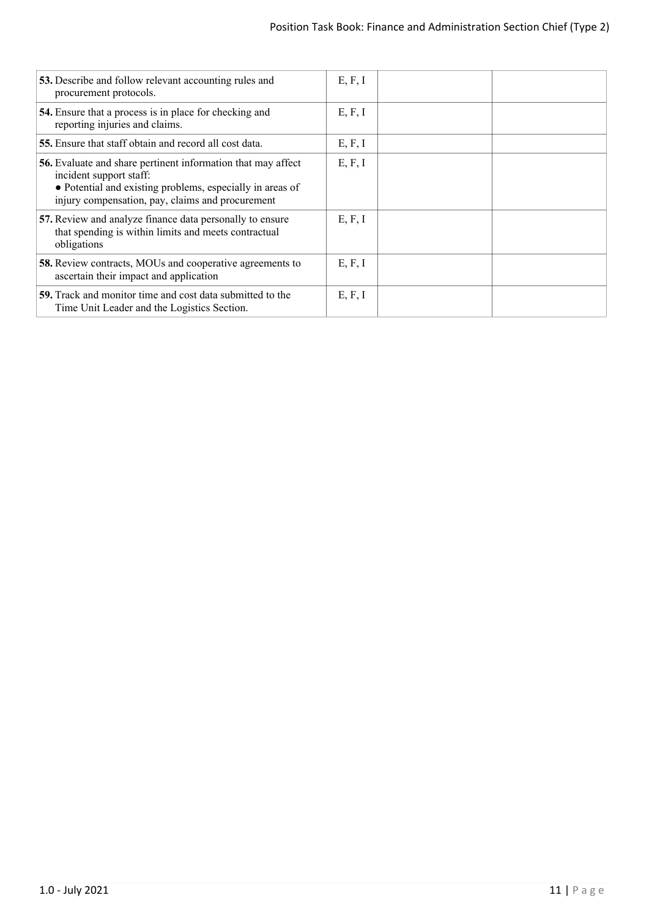| | | | |
|---|---|---|---|
| **53.** Describe and follow relevant accounting rules and procurement protocols. | E, F, I | | |
| **54.** Ensure that a process is in place for checking and reporting injuries and claims. | E, F, I | | |
| **55.** Ensure that staff obtain and record all cost data. | E, F, I | | |
| **56.** Evaluate and share pertinent information that may affect incident support staff:<br>• Potential and existing problems, especially in areas of injury compensation, pay, claims and procurement | E, F, I | | |
| **57.** Review and analyze finance data personally to ensure that spending is within limits and meets contractual obligations | E, F, I | | |
| **58.** Review contracts, MOUs and cooperative agreements to ascertain their impact and application | E, F, I | | |
| **59.** Track and monitor time and cost data submitted to the Time Unit Leader and the Logistics Section. | E, F, I | | |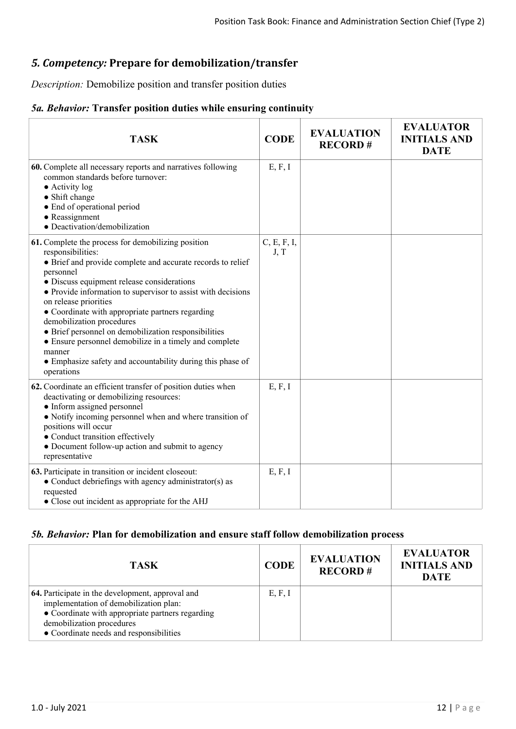## *5. Competency:* Prepare for demobilization/transfer

*Description:* Demobilize position and transfer position duties

### *5a. Behavior:* Transfer position duties while ensuring continuity

| TASK | CODE | EVALUATION RECORD # | EVALUATOR INITIALS AND DATE |
|---|---|---|---|
| **60.** Complete all necessary reports and narratives following common standards before turnover:<br>● Activity log<br>● Shift change<br>● End of operational period<br>● Reassignment<br>● Deactivation/demobilization | E, F, I | | |
| **61.** Complete the process for demobilizing position responsibilities:<br>● Brief and provide complete and accurate records to relief personnel<br>● Discuss equipment release considerations<br>● Provide information to supervisor to assist with decisions on release priorities<br>● Coordinate with appropriate partners regarding demobilization procedures<br>● Brief personnel on demobilization responsibilities<br>● Ensure personnel demobilize in a timely and complete manner<br>● Emphasize safety and accountability during this phase of operations | C, E, F, I, J, T | | |
| **62.** Coordinate an efficient transfer of position duties when deactivating or demobilizing resources:<br>● Inform assigned personnel<br>● Notify incoming personnel when and where transition of positions will occur<br>● Conduct transition effectively<br>● Document follow-up action and submit to agency representative | E, F, I | | |
| **63.** Participate in transition or incident closeout:<br>● Conduct debriefings with agency administrator(s) as requested<br>● Close out incident as appropriate for the AHJ | E, F, I | | |

### *5b. Behavior:* Plan for demobilization and ensure staff follow demobilization process

| TASK | CODE | EVALUATION RECORD # | EVALUATOR INITIALS AND DATE |
|---|---|---|---|
| **64.** Participate in the development, approval and implementation of demobilization plan:<br>● Coordinate with appropriate partners regarding demobilization procedures<br>● Coordinate needs and responsibilities | E, F, I | | |